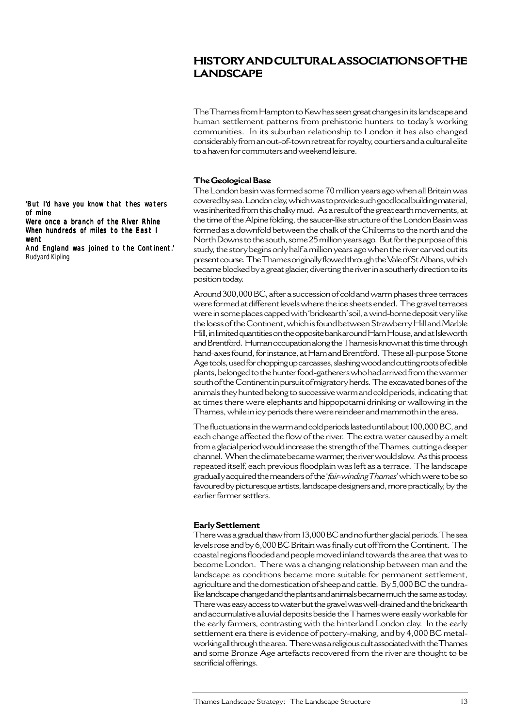# HISTORY AND CULTURAL ASSOCIATIONS OF THE LANDSCAPE

The Thames from Hampton to Kew has seen great changes in its landscape and human settlement patterns from prehistoric hunters to today's working communities. In its suburban relationship to London it has also changed considerably from an out-of-town retreat for royalty, courtiers and a cultural elite to a haven for commuters and weekend leisure.

*'But I'd have you know that thes waters of mine*
*Were once a branch of the River Rhine*
*When hundreds of miles to the East I went*
*And England was joined to the Continent.'*
*Rudyard Kipling*

## The Geological Base

The London basin was formed some 70 million years ago when all Britain was covered by sea. London clay, which was to provide such good local building material, was inherited from this chalky mud. As a result of the great earth movements, at the time of the Alpine folding, the saucer-like structure of the London Basin was formed as a downfold between the chalk of the Chilterns to the north and the North Downs to the south, some 25 million years ago. But for the purpose of this study, the story begins only half a million years ago when the river carved out its present course. The Thames originally flowed through the Vale of St Albans, which became blocked by a great glacier, diverting the river in a southerly direction to its position today.

Around 300,000 BC, after a succession of cold and warm phases three terraces were formed at different levels where the ice sheets ended. The gravel terraces were in some places capped with 'brickearth' soil, a wind-borne deposit very like the loess of the Continent, which is found between Strawberry Hill and Marble Hill, in limited quantities on the opposite bank around Ham House, and at Isleworth and Brentford. Human occupation along the Thames is known at this time through hand-axes found, for instance, at Ham and Brentford. These all-purpose Stone Age tools, used for chopping up carcasses, slashing wood and cutting roots of edible plants, belonged to the hunter food-gatherers who had arrived from the warmer south of the Continent in pursuit of migratory herds. The excavated bones of the animals they hunted belong to successive warm and cold periods, indicating that at times there were elephants and hippopotami drinking or wallowing in the Thames, while in icy periods there were reindeer and mammoth in the area.

The fluctuations in the warm and cold periods lasted until about 100,000 BC, and each change affected the flow of the river. The extra water caused by a melt from a glacial period would increase the strength of the Thames, cutting a deeper channel. When the climate became warmer, the river would slow. As this process repeated itself, each previous floodplain was left as a terrace. The landscape gradually acquired the meanders of the '*fair-winding Thames*' which were to be so favoured by picturesque artists, landscape designers and, more practically, by the earlier farmer settlers.

## Early Settlement

There was a gradual thaw from 13,000 BC and no further glacial periods. The sea levels rose and by 6,000 BC Britain was finally cut off from the Continent. The coastal regions flooded and people moved inland towards the area that was to become London. There was a changing relationship between man and the landscape as conditions became more suitable for permanent settlement, agriculture and the domestication of sheep and cattle. By 5,000 BC the tundra-like landscape changed and the plants and animals became much the same as today. There was easy access to water but the gravel was well-drained and the brickearth and accumulative alluvial deposits beside the Thames were easily workable for the early farmers, contrasting with the hinterland London clay. In the early settlement era there is evidence of pottery-making, and by 4,000 BC metal-working all through the area. There was a religious cult associated with the Thames and some Bronze Age artefacts recovered from the river are thought to be sacrificial offerings.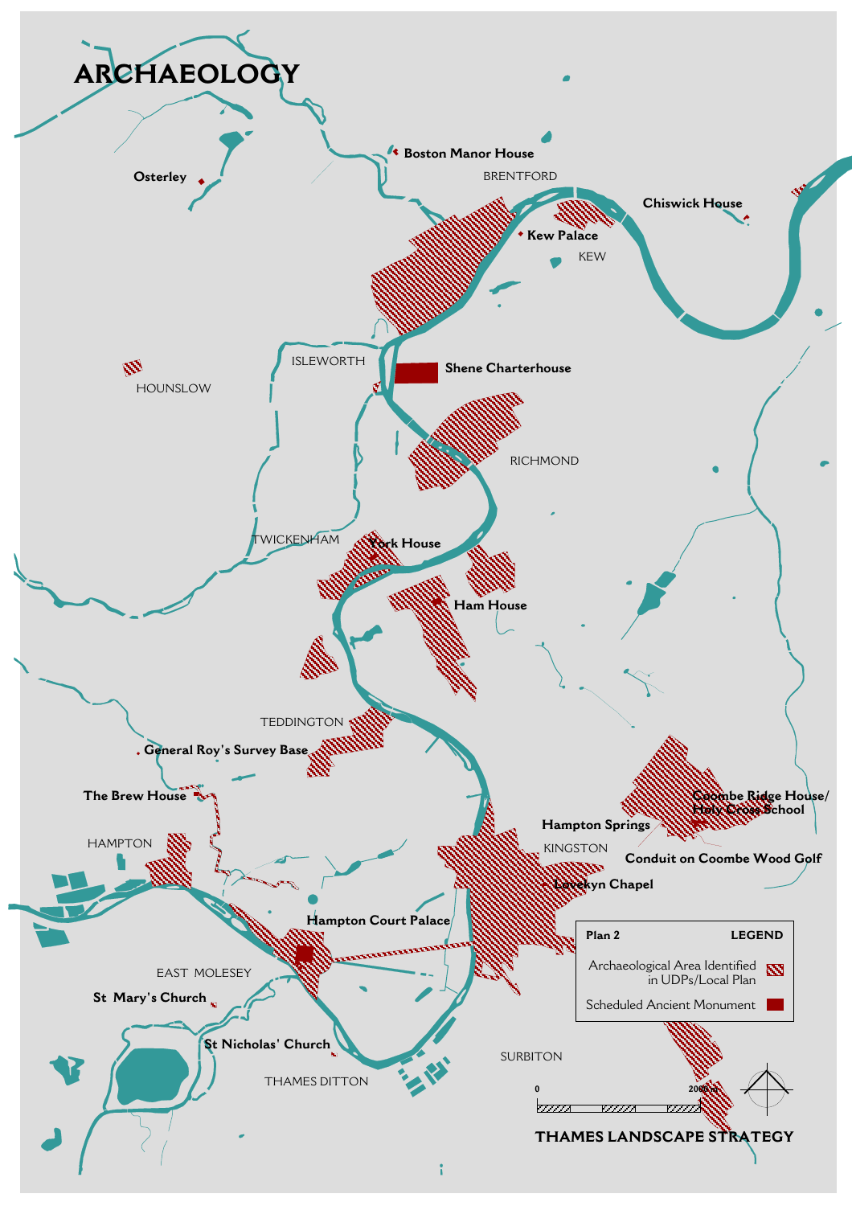# ARCHAEOLOGY

Osterley

Boston Manor House

BRENTFORD

Chiswick House

Kew Palace

KEW

ISLEWORTH

HOUNSLOW

Shene Charterhouse

RICHMOND

TWICKENHAM

York House

Ham House

TEDDINGTON

General Roy's Survey Base

The Brew House

Coombe Ridge House/ Holy Cross School

Hampton Springs

HAMPTON

KINGSTON

Conduit on Coombe Wood Golf

Lovekyn Chapel

Hampton Court Palace

EAST MOLESEY

St Mary's Church

St Nicholas' Church

THAMES DITTON

SURBITON

| Plan 2 | LEGEND |
|---|---|
| Archaeological Area Identified in UDPs/Local Plan | |
| Scheduled Ancient Monument | |

0 2000 m

THAMES LANDSCAPE STRATEGY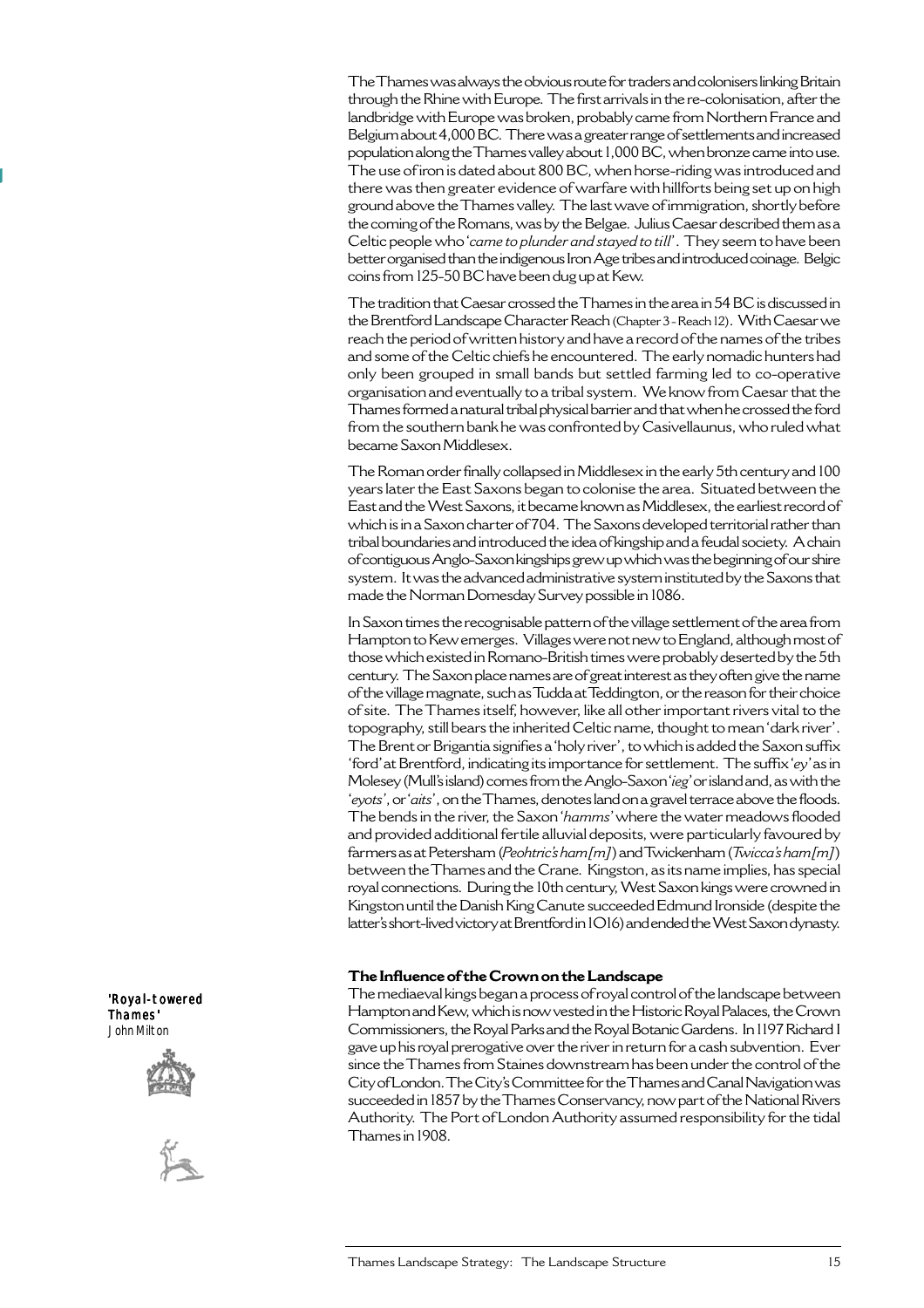The Thames was always the obvious route for traders and colonisers linking Britain through the Rhine with Europe. The first arrivals in the re-colonisation, after the landbridge with Europe was broken, probably came from Northern France and Belgium about 4,000 BC. There was a greater range of settlements and increased population along the Thames valley about 1,000 BC, when bronze came into use. The use of iron is dated about 800 BC, when horse-riding was introduced and there was then greater evidence of warfare with hillforts being set up on high ground above the Thames valley. The last wave of immigration, shortly before the coming of the Romans, was by the Belgae. Julius Caesar described them as a Celtic people who '*came to plunder and stayed to till*'. They seem to have been better organised than the indigenous Iron Age tribes and introduced coinage. Belgic coins from 125-50 BC have been dug up at Kew.

The tradition that Caesar crossed the Thames in the area in 54 BC is discussed in the Brentford Landscape Character Reach (Chapter 3 - Reach 12). With Caesar we reach the period of written history and have a record of the names of the tribes and some of the Celtic chiefs he encountered. The early nomadic hunters had only been grouped in small bands but settled farming led to co-operative organisation and eventually to a tribal system. We know from Caesar that the Thames formed a natural tribal physical barrier and that when he crossed the ford from the southern bank he was confronted by Casivellaunus, who ruled what became Saxon Middlesex.

The Roman order finally collapsed in Middlesex in the early 5th century and 100 years later the East Saxons began to colonise the area. Situated between the East and the West Saxons, it became known as Middlesex, the earliest record of which is in a Saxon charter of 704. The Saxons developed territorial rather than tribal boundaries and introduced the idea of kingship and a feudal society. A chain of contiguous Anglo-Saxon kingships grew up which was the beginning of our shire system. It was the advanced administrative system instituted by the Saxons that made the Norman Domesday Survey possible in 1086.

In Saxon times the recognisable pattern of the village settlement of the area from Hampton to Kew emerges. Villages were not new to England, although most of those which existed in Romano-British times were probably deserted by the 5th century. The Saxon place names are of great interest as they often give the name of the village magnate, such as Tudda at Teddington, or the reason for their choice of site. The Thames itself, however, like all other important rivers vital to the topography, still bears the inherited Celtic name, thought to mean 'dark river'. The Brent or Brigantia signifies a 'holy river', to which is added the Saxon suffix 'ford' at Brentford, indicating its importance for settlement. The suffix '*ey*' as in Molesey (Mull's island) comes from the Anglo-Saxon '*ieg*' or island and, as with the '*eyots*', or '*aits*', on the Thames, denotes land on a gravel terrace above the floods. The bends in the river, the Saxon '*hamms*' where the water meadows flooded and provided additional fertile alluvial deposits, were particularly favoured by farmers as at Petersham (*Peohtric's ham[m]*) and Twickenham (*Twicca's ham[m]*) between the Thames and the Crane. Kingston, as its name implies, has special royal connections. During the 10th century, West Saxon kings were crowned in Kingston until the Danish King Canute succeeded Edmund Ironside (despite the latter's short-lived victory at Brentford in 1016) and ended the West Saxon dynasty.

**'Royal-towered Thames'**
John Milton

### The Influence of the Crown on the Landscape

The mediaeval kings began a process of royal control of the landscape between Hampton and Kew, which is now vested in the Historic Royal Palaces, the Crown Commissioners, the Royal Parks and the Royal Botanic Gardens. In 1197 Richard I gave up his royal prerogative over the river in return for a cash subvention. Ever since the Thames from Staines downstream has been under the control of the City of London. The City's Committee for the Thames and Canal Navigation was succeeded in 1857 by the Thames Conservancy, now part of the National Rivers Authority. The Port of London Authority assumed responsibility for the tidal Thames in 1908.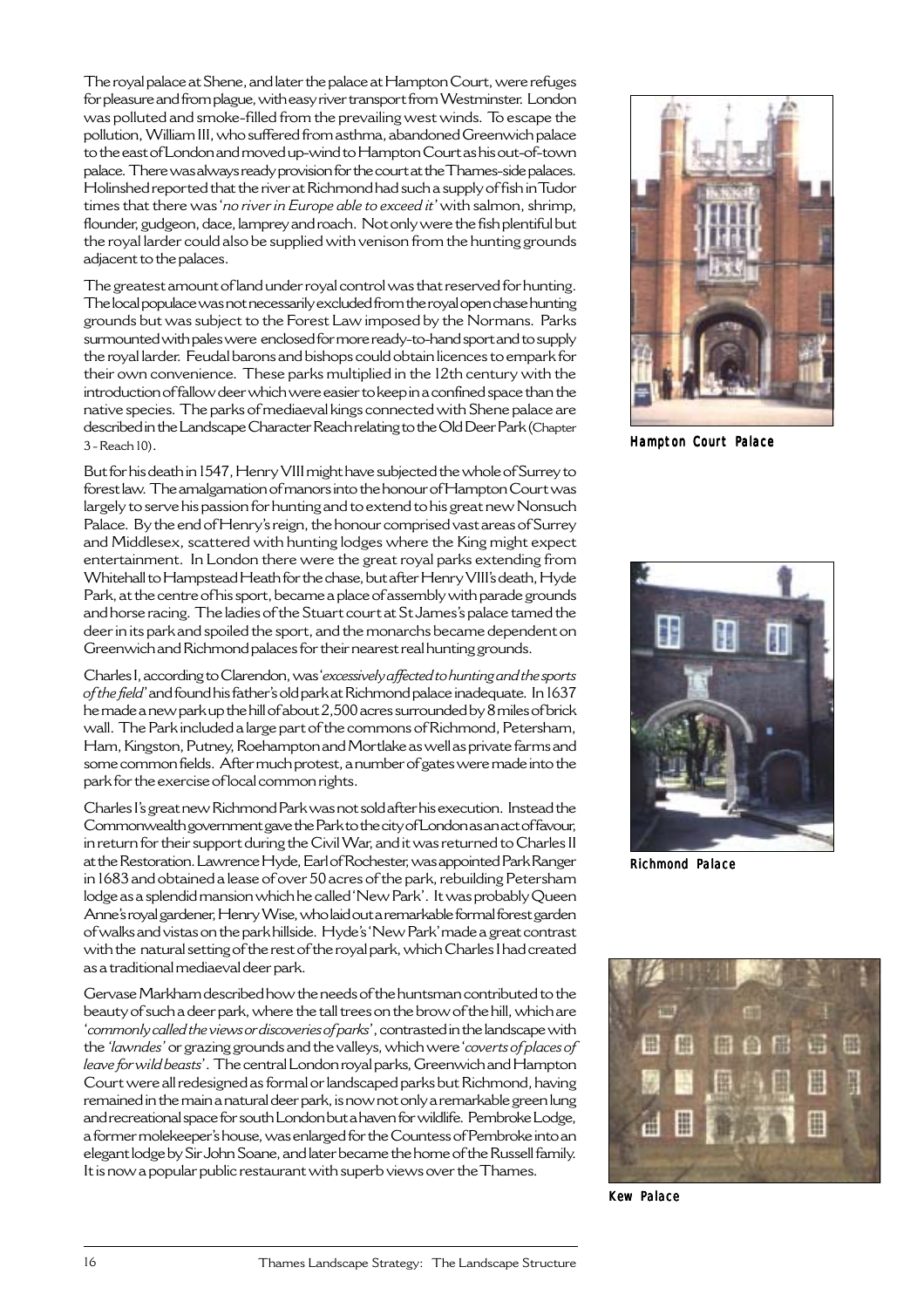The royal palace at Shene, and later the palace at Hampton Court, were refuges for pleasure and from plague, with easy river transport from Westminster. London was polluted and smoke-filled from the prevailing west winds. To escape the pollution, William III, who suffered from asthma, abandoned Greenwich palace to the east of London and moved up-wind to Hampton Court as his out-of-town palace. There was always ready provision for the court at the Thames-side palaces. Holinshed reported that the river at Richmond had such a supply of fish in Tudor times that there was '*no river in Europe able to exceed it*' with salmon, shrimp, flounder, gudgeon, dace, lamprey and roach. Not only were the fish plentiful but the royal larder could also be supplied with venison from the hunting grounds adjacent to the palaces.

The greatest amount of land under royal control was that reserved for hunting. The local populace was not necessarily excluded from the royal open chase hunting grounds but was subject to the Forest Law imposed by the Normans. Parks surmounted with pales were enclosed for more ready-to-hand sport and to supply the royal larder. Feudal barons and bishops could obtain licences to empark for their own convenience. These parks multiplied in the 12th century with the introduction of fallow deer which were easier to keep in a confined space than the native species. The parks of mediaeval kings connected with Shene palace are described in the Landscape Character Reach relating to the Old Deer Park (Chapter 3 - Reach 10).

But for his death in 1547, Henry VIII might have subjected the whole of Surrey to forest law. The amalgamation of manors into the honour of Hampton Court was largely to serve his passion for hunting and to extend to his great new Nonsuch Palace. By the end of Henry's reign, the honour comprised vast areas of Surrey and Middlesex, scattered with hunting lodges where the King might expect entertainment. In London there were the great royal parks extending from Whitehall to Hampstead Heath for the chase, but after Henry VIII's death, Hyde Park, at the centre of his sport, became a place of assembly with parade grounds and horse racing. The ladies of the Stuart court at St James's palace tamed the deer in its park and spoiled the sport, and the monarchs became dependent on Greenwich and Richmond palaces for their nearest real hunting grounds.

Charles I, according to Clarendon, was '*excessively affected to hunting and the sports of the field*' and found his father's old park at Richmond palace inadequate. In 1637 he made a new park up the hill of about 2,500 acres surrounded by 8 miles of brick wall. The Park included a large part of the commons of Richmond, Petersham, Ham, Kingston, Putney, Roehampton and Mortlake as well as private farms and some common fields. After much protest, a number of gates were made into the park for the exercise of local common rights.

Charles I's great new Richmond Park was not sold after his execution. Instead the Commonwealth government gave the Park to the city of London as an act of favour, in return for their support during the Civil War, and it was returned to Charles II at the Restoration. Lawrence Hyde, Earl of Rochester, was appointed Park Ranger in 1683 and obtained a lease of over 50 acres of the park, rebuilding Petersham lodge as a splendid mansion which he called 'New Park'. It was probably Queen Anne's royal gardener, Henry Wise, who laid out a remarkable formal forest garden of walks and vistas on the park hillside. Hyde's 'New Park' made a great contrast with the natural setting of the rest of the royal park, which Charles I had created as a traditional mediaeval deer park.

Gervase Markham described how the needs of the huntsman contributed to the beauty of such a deer park, where the tall trees on the brow of the hill, which are '*commonly called the views or discoveries of parks*', contrasted in the landscape with the *'lawndes'* or grazing grounds and the valleys, which were '*coverts of places of leave for wild beasts*'. The central London royal parks, Greenwich and Hampton Court were all redesigned as formal or landscaped parks but Richmond, having remained in the main a natural deer park, is now not only a remarkable green lung and recreational space for south London but a haven for wildlife. Pembroke Lodge, a former molekeeper's house, was enlarged for the Countess of Pembroke into an elegant lodge by Sir John Soane, and later became the home of the Russell family. It is now a popular public restaurant with superb views over the Thames.

**Hampton Court Palace**

**Richmond Palace**

**Kew Palace**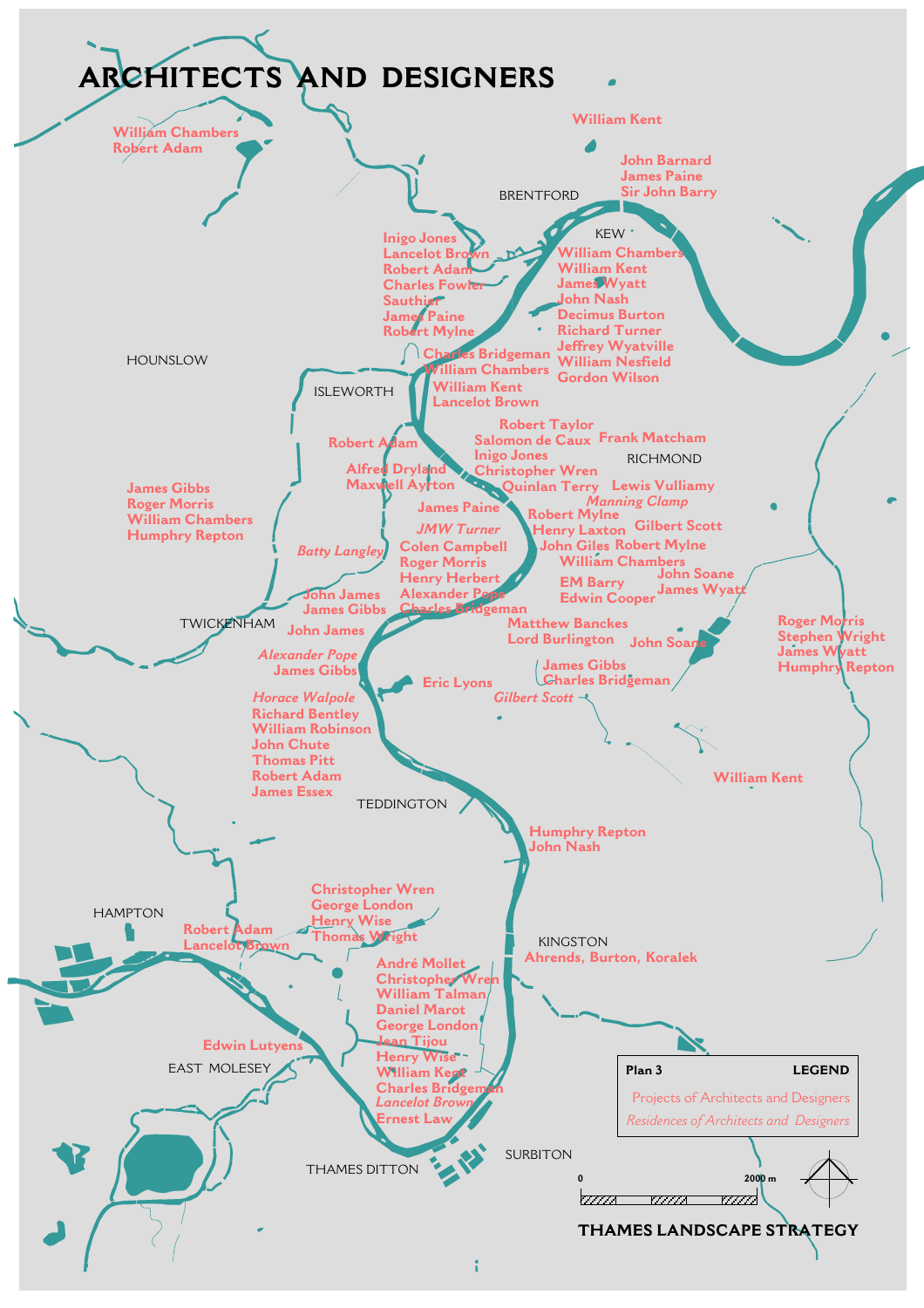# ARCHITECTS AND DESIGNERS

William Chambers
Robert Adam

William Kent

John Barnard
James Paine
Sir John Barry

BRENTFORD

KEW

Inigo Jones
Lancelot Brown
Robert Adam
Charles Fowler
Sauthier
James Paine
Robert Mylne

William Chambers
William Kent
James Wyatt
John Nash
Decimus Burton
Richard Turner
Jeffrey Wyatville
William Nesfield
Gordon Wilson

HOUNSLOW

Charles Bridgeman
William Chambers
William Kent
Lancelot Brown

ISLEWORTH

Robert Taylor
Salomon de Caux
Inigo Jones
Christopher Wren
Quinlan Terry

Frank Matcham

RICHMOND

Robert Adam

Alfred Dryland
Maxwell Ayrton

Lewis Vulliamy
*Manning Clamp*

James Gibbs
Roger Morris
William Chambers
Humphry Repton

James Paine

Robert Mylne
Henry Laxton
John Giles

Gilbert Scott
Robert Mylne

*JMW Turner*
Colen Campbell
Roger Morris
Henry Herbert
Alexander Pope
Charles Bridgeman

*Batty Langley*

William Chambers

EM Barry
Edwin Cooper

John Soane
James Wyatt

John James
James Gibbs

TWICKENHAM

John James

Matthew Banckes
Lord Burlington

John Soane

Roger Morris
Stephen Wright
James Wyatt
Humphry Repton

*Alexander Pope*
James Gibbs

Eric Lyons

James Gibbs
Charles Bridgeman

*Gilbert Scott*

*Horace Walpole*
Richard Bentley
William Robinson
John Chute
Thomas Pitt
Robert Adam
James Essex

William Kent

TEDDINGTON

Humphry Repton
John Nash

Christopher Wren
George London
Henry Wise
Thomas Wright

HAMPTON

Robert Adam
Lancelot Brown

KINGSTON

Ahrends, Burton, Koralek

André Mollet
Christopher Wren
William Talman
Daniel Marot
George London
Jean Tijou
Henry Wise
William Kent
Charles Bridgeman
*Lancelot Brown*
Ernest Law

Edwin Lutyens

EAST MOLESEY

THAMES DITTON

SURBITON

**Plan 3** **LEGEND**

Projects of Architects and Designers
*Residences of Architects and Designers*

0 2000 m

**THAMES LANDSCAPE STRATEGY**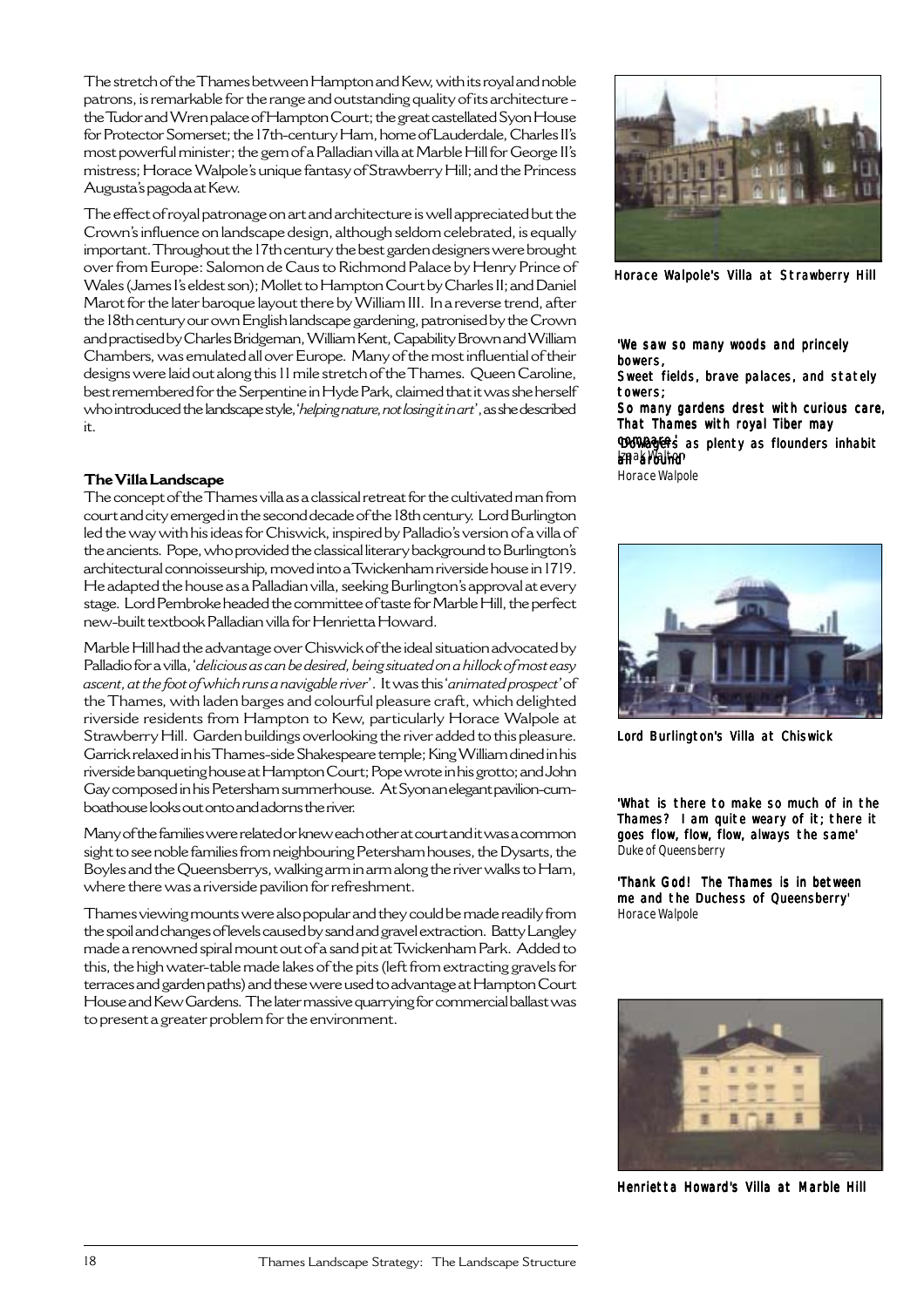The stretch of the Thames between Hampton and Kew, with its royal and noble patrons, is remarkable for the range and outstanding quality of its architecture - the Tudor and Wren palace of Hampton Court; the great castellated Syon House for Protector Somerset; the 17th-century Ham, home of Lauderdale, Charles II's most powerful minister; the gem of a Palladian villa at Marble Hill for George II's mistress; Horace Walpole's unique fantasy of Strawberry Hill; and the Princess Augusta's pagoda at Kew.

The effect of royal patronage on art and architecture is well appreciated but the Crown's influence on landscape design, although seldom celebrated, is equally important. Throughout the 17th century the best garden designers were brought over from Europe: Salomon de Caus to Richmond Palace by Henry Prince of Wales (James I's eldest son); Mollet to Hampton Court by Charles II; and Daniel Marot for the later baroque layout there by William III. In a reverse trend, after the 18th century our own English landscape gardening, patronised by the Crown and practised by Charles Bridgeman, William Kent, Capability Brown and William Chambers, was emulated all over Europe. Many of the most influential of their designs were laid out along this 11 mile stretch of the Thames. Queen Caroline, best remembered for the Serpentine in Hyde Park, claimed that it was she herself who introduced the landscape style, '*helping nature, not losing it in art*', as she described it.

### The Villa Landscape

The concept of the Thames villa as a classical retreat for the cultivated man from court and city emerged in the second decade of the 18th century. Lord Burlington led the way with his ideas for Chiswick, inspired by Palladio's version of a villa of the ancients. Pope, who provided the classical literary background to Burlington's architectural connoisseurship, moved into a Twickenham riverside house in 1719. He adapted the house as a Palladian villa, seeking Burlington's approval at every stage. Lord Pembroke headed the committee of taste for Marble Hill, the perfect new-built textbook Palladian villa for Henrietta Howard.

Marble Hill had the advantage over Chiswick of the ideal situation advocated by Palladio for a villa, '*delicious as can be desired, being situated on a hillock of most easy ascent, at the foot of which runs a navigable river*'. It was this '*animated prospect*' of the Thames, with laden barges and colourful pleasure craft, which delighted riverside residents from Hampton to Kew, particularly Horace Walpole at Strawberry Hill. Garden buildings overlooking the river added to this pleasure. Garrick relaxed in his Thames-side Shakespeare temple; King William dined in his riverside banqueting house at Hampton Court; Pope wrote in his grotto; and John Gay composed in his Petersham summerhouse. At Syon an elegant pavilion-cum-boathouse looks out onto and adorns the river.

Many of the families were related or knew each other at court and it was a common sight to see noble families from neighbouring Petersham houses, the Dysarts, the Boyles and the Queensberrys, walking arm in arm along the river walks to Ham, where there was a riverside pavilion for refreshment.

Thames viewing mounts were also popular and they could be made readily from the spoil and changes of levels caused by sand and gravel extraction. Batty Langley made a renowned spiral mount out of a sand pit at Twickenham Park. Added to this, the high water-table made lakes of the pits (left from extracting gravels for terraces and garden paths) and these were used to advantage at Hampton Court House and Kew Gardens. The later massive quarrying for commercial ballast was to present a greater problem for the environment.

Horace Walpole's Villa at Strawberry Hill

**'We saw so many woods and princely bowers,
Sweet fields, brave palaces, and stately towers;
So many gardens drest with curious care,
That Thames with royal Tiber may compare.'**
Izaak Walton

**'Dowagers as plenty as flounders inhabit all around'**
Horace Walpole

Lord Burlington's Villa at Chiswick

**'What is there to make so much of in the Thames? I am quite weary of it; there it goes flow, flow, flow, always the same'**
Duke of Queensberry

**'Thank God! The Thames is in between me and the Duchess of Queensberry'**
Horace Walpole

Henrietta Howard's Villa at Marble Hill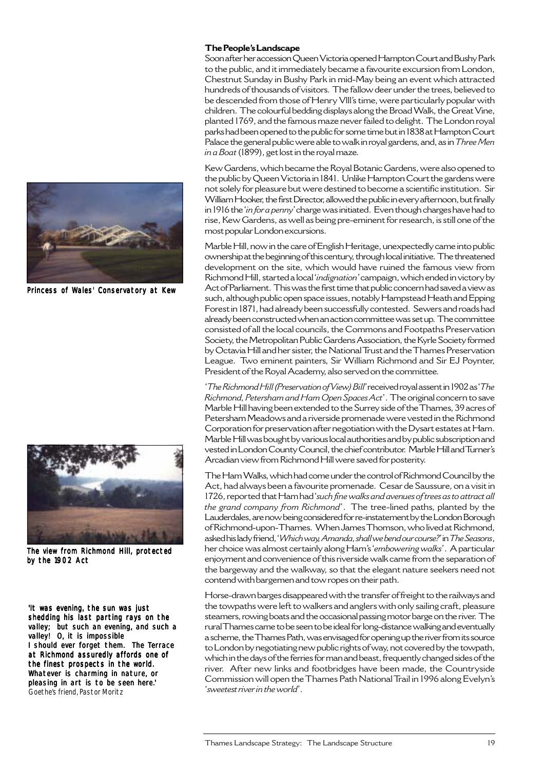## The People's Landscape

Soon after her accession Queen Victoria opened Hampton Court and Bushy Park to the public, and it immediately became a favourite excursion from London, Chestnut Sunday in Bushy Park in mid-May being an event which attracted hundreds of thousands of visitors. The fallow deer under the trees, believed to be descended from those of Henry VIII's time, were particularly popular with children. The colourful bedding displays along the Broad Walk, the Great Vine, planted 1769, and the famous maze never failed to delight. The London royal parks had been opened to the public for some time but in 1838 at Hampton Court Palace the general public were able to walk in royal gardens, and, as in *Three Men in a Boat* (1899), get lost in the royal maze.

Kew Gardens, which became the Royal Botanic Gardens, were also opened to the public by Queen Victoria in 1841. Unlike Hampton Court the gardens were not solely for pleasure but were destined to become a scientific institution. Sir William Hooker, the first Director, allowed the public in every afternoon, but finally in 1916 the '*in for a penny*' charge was initiated. Even though charges have had to rise, Kew Gardens, as well as being pre-eminent for research, is still one of the most popular London excursions.

Princess of Wales' Conservatory at Kew

Marble Hill, now in the care of English Heritage, unexpectedly came into public ownership at the beginning of this century, through local initiative. The threatened development on the site, which would have ruined the famous view from Richmond Hill, started a local '*indignation*' campaign, which ended in victory by Act of Parliament. This was the first time that public concern had saved a view as such, although public open space issues, notably Hampstead Heath and Epping Forest in 1871, had already been successfully contested. Sewers and roads had already been constructed when an action committee was set up. The committee consisted of all the local councils, the Commons and Footpaths Preservation Society, the Metropolitan Public Gardens Association, the Kyrle Society formed by Octavia Hill and her sister, the National Trust and the Thames Preservation League. Two eminent painters, Sir William Richmond and Sir EJ Poynter, President of the Royal Academy, also served on the committee.

'*The Richmond Hill (Preservation of View) Bill*' received royal assent in 1902 as '*The Richmond, Petersham and Ham Open Spaces Act*'. The original concern to save Marble Hill having been extended to the Surrey side of the Thames, 39 acres of Petersham Meadows and a riverside promenade were vested in the Richmond Corporation for preservation after negotiation with the Dysart estates at Ham. Marble Hill was bought by various local authorities and by public subscription and vested in London County Council, the chief contributor. Marble Hill and Turner's Arcadian view from Richmond Hill were saved for posterity.

The view from Richmond Hill, protected by the 1902 Act

The Ham Walks, which had come under the control of Richmond Council by the Act, had always been a favourite promenade. Cesar de Saussure, on a visit in 1726, reported that Ham had '*such fine walks and avenues of trees as to attract all the grand company from Richmond*'. The tree-lined paths, planted by the Lauderdales, are now being considered for re-instatement by the London Borough of Richmond-upon-Thames. When James Thomson, who lived at Richmond, asked his lady friend, '*Which way, Amanda, shall we bend our course?*' in *The Seasons*, her choice was almost certainly along Ham's '*embowering walks*'. A particular enjoyment and convenience of this riverside walk came from the separation of the bargeway and the walkway, so that the elegant nature seekers need not contend with bargemen and tow ropes on their path.

'It was evening, the sun was just shedding his last parting rays on the valley; but such an evening, and such a valley! O, it is impossible I should ever forget them. The Terrace at Richmond assuredly affords one of the finest prospects in the world. Whatever is charming in nature, or pleasing in art is to be seen here.'
Goethe's friend, Pastor Moritz

Horse-drawn barges disappeared with the transfer of freight to the railways and the towpaths were left to walkers and anglers with only sailing craft, pleasure steamers, rowing boats and the occasional passing motor barge on the river. The rural Thames came to be seen to be ideal for long-distance walking and eventually a scheme, the Thames Path, was envisaged for opening up the river from its source to London by negotiating new public rights of way, not covered by the towpath, which in the days of the ferries for man and beast, frequently changed sides of the river. After new links and footbridges have been made, the Countryside Commission will open the Thames Path National Trail in 1996 along Evelyn's '*sweetest river in the world*'.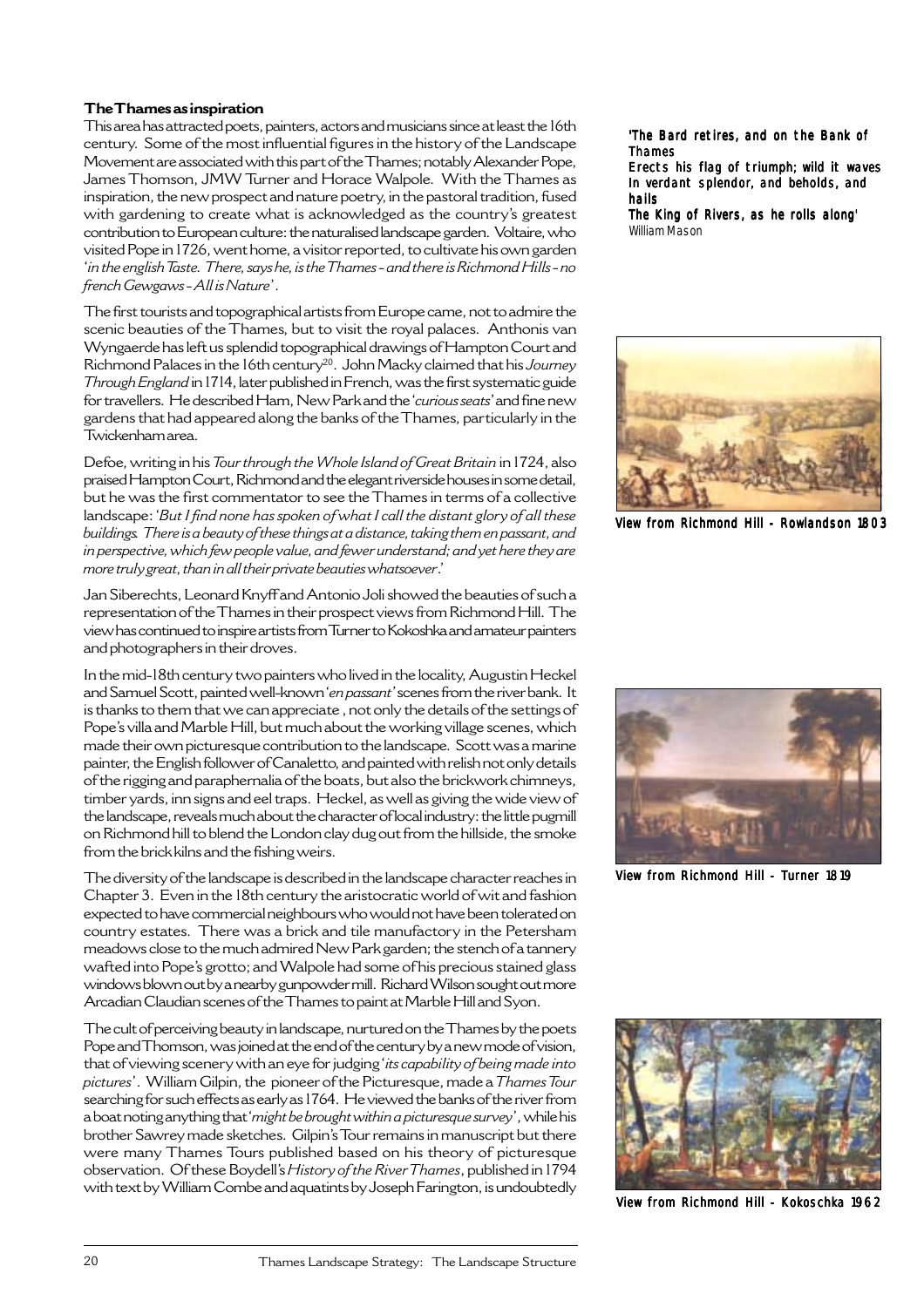### The Thames as inspiration

This area has attracted poets, painters, actors and musicians since at least the 16th century. Some of the most influential figures in the history of the Landscape Movement are associated with this part of the Thames; notably Alexander Pope, James Thomson, JMW Turner and Horace Walpole. With the Thames as inspiration, the new prospect and nature poetry, in the pastoral tradition, fused with gardening to create what is acknowledged as the country's greatest contribution to European culture: the naturalised landscape garden. Voltaire, who visited Pope in 1726, went home, a visitor reported, to cultivate his own garden '*in the english Taste. There, says he, is the Thames - and there is Richmond Hills - no french Gewgaws - All is Nature*'.

The first tourists and topographical artists from Europe came, not to admire the scenic beauties of the Thames, but to visit the royal palaces. Anthonis van Wyngaerde has left us splendid topographical drawings of Hampton Court and Richmond Palaces in the 16th century[20]. John Macky claimed that his *Journey Through England* in 1714, later published in French, was the first systematic guide for travellers. He described Ham, New Park and the '*curious seats*' and fine new gardens that had appeared along the banks of the Thames, particularly in the Twickenham area.

Defoe, writing in his *Tour through the Whole Island of Great Britain* in 1724, also praised Hampton Court, Richmond and the elegant riverside houses in some detail, but he was the first commentator to see the Thames in terms of a collective landscape: '*But I find none has spoken of what I call the distant glory of all these buildings. There is a beauty of these things at a distance, taking them en passant, and in perspective, which few people value, and fewer understand; and yet here they are more truly great, than in all their private beauties whatsoever*.'

Jan Siberechts, Leonard Knyff and Antonio Joli showed the beauties of such a representation of the Thames in their prospect views from Richmond Hill. The view has continued to inspire artists from Turner to Kokoshka and amateur painters and photographers in their droves.

In the mid-18th century two painters who lived in the locality, Augustin Heckel and Samuel Scott, painted well-known '*en passant*' scenes from the river bank. It is thanks to them that we can appreciate , not only the details of the settings of Pope's villa and Marble Hill, but much about the working village scenes, which made their own picturesque contribution to the landscape. Scott was a marine painter, the English follower of Canaletto, and painted with relish not only details of the rigging and paraphernalia of the boats, but also the brickwork chimneys, timber yards, inn signs and eel traps. Heckel, as well as giving the wide view of the landscape, reveals much about the character of local industry: the little pugmill on Richmond hill to blend the London clay dug out from the hillside, the smoke from the brick kilns and the fishing weirs.

The diversity of the landscape is described in the landscape character reaches in Chapter 3. Even in the 18th century the aristocratic world of wit and fashion expected to have commercial neighbours who would not have been tolerated on country estates. There was a brick and tile manufactory in the Petersham meadows close to the much admired New Park garden; the stench of a tannery wafted into Pope's grotto; and Walpole had some of his precious stained glass windows blown out by a nearby gunpowder mill. Richard Wilson sought out more Arcadian Claudian scenes of the Thames to paint at Marble Hill and Syon.

The cult of perceiving beauty in landscape, nurtured on the Thames by the poets Pope and Thomson, was joined at the end of the century by a new mode of vision, that of viewing scenery with an eye for judging '*its capability of being made into pictures*'. William Gilpin, the pioneer of the Picturesque, made a *Thames Tour* searching for such effects as early as 1764. He viewed the banks of the river from a boat noting anything that '*might be brought within a picturesque survey*', while his brother Sawrey made sketches. Gilpin's Tour remains in manuscript but there were many Thames Tours published based on his theory of picturesque observation. Of these Boydell's *History of the River Thames*, published in 1794 with text by William Combe and aquatints by Joseph Farington, is undoubtedly

**'The Bard retires, and on the Bank of Thames**
**Erects his flag of triumph; wild it waves**
**In verdant splendor, and beholds, and hails**
**The King of Rivers, as he rolls along'**
William Mason

View from Richmond Hill - Rowlandson 1803

View from Richmond Hill - Turner 1819

View from Richmond Hill - Kokoschka 1962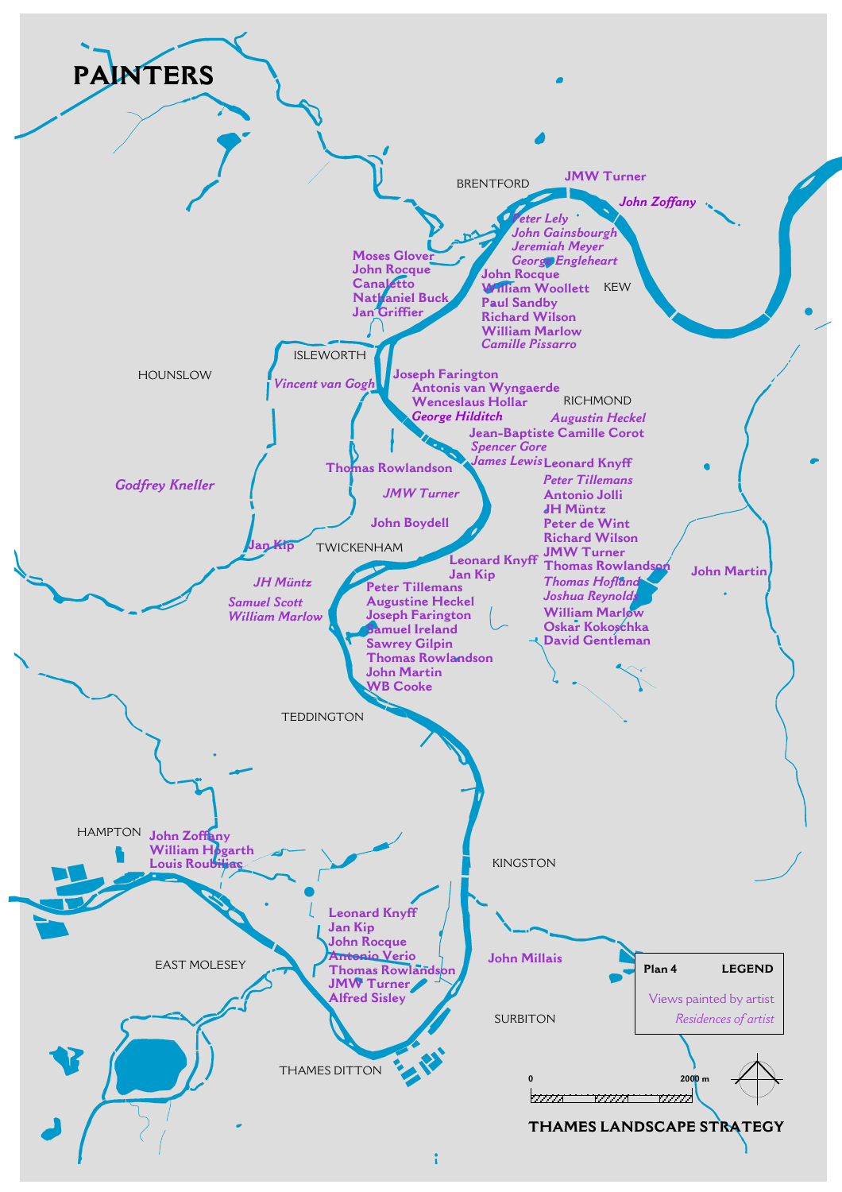# PAINTERS

BRENTFORD

**JMW Turner**

***John Zoffany***

*Peter Lely*
*John Gainsbourgh*
*Jeremiah Meyer*
*George Engleheart*

**Moses Glover**
**John Rocque**
**Canaletto**
**Nathaniel Buck**
**Jan Griffier**

**John Rocque**
**William Woollett**
**Paul Sandby**
**Richard Wilson**
**William Marlow**
*Camille Pissarro*

KEW

ISLEWORTH

HOUNSLOW

*Vincent van Gogh*

**Joseph Farington**
**Antonis van Wyngaerde**
**Wenceslaus Hollar**
***George Hilditch***

RICHMOND

*Augustin Heckel*

**Jean-Baptiste Camille Corot**
*Spencer Gore*
*James Lewis*

**Leonard Knyff**
*Peter Tillemans*
**Antonio Jolli**
**JH Müntz**
**Peter de Wint**
**Richard Wilson**
**JMW Turner**
**Thomas Rowlandson**
*Thomas Hofland*
*Joshua Reynolds*
**William Marlow**
**Oskar Kokoschka**
**David Gentleman**

**John Martin**

*Godfrey Kneller*

**Thomas Rowlandson**

*JMW Turner*

**John Boydell**

**Jan Kip**

TWICKENHAM

**Leonard Knyff**
**Jan Kip**

*JH Müntz*
*Samuel Scott*
*William Marlow*

**Peter Tillemans**
**Augustine Heckel**
**Joseph Farington**
**Samuel Ireland**
**Sawrey Gilpin**
**Thomas Rowlandson**
**John Martin**
**WB Cooke**

TEDDINGTON

HAMPTON

**John Zoffany**
**William Hogarth**
**Louis Roubiliac**

KINGSTON

**Leonard Knyff**
**Jan Kip**
**John Rocque**
**Antonio Verio**
**Thomas Rowlandson**
**JMW Turner**
**Alfred Sisley**

EAST MOLESEY

**John Millais**

SURBITON

THAMES DITTON

**Plan 4** **LEGEND**

Views painted by artist
*Residences of artist*

0 2000 m

**THAMES LANDSCAPE STRATEGY**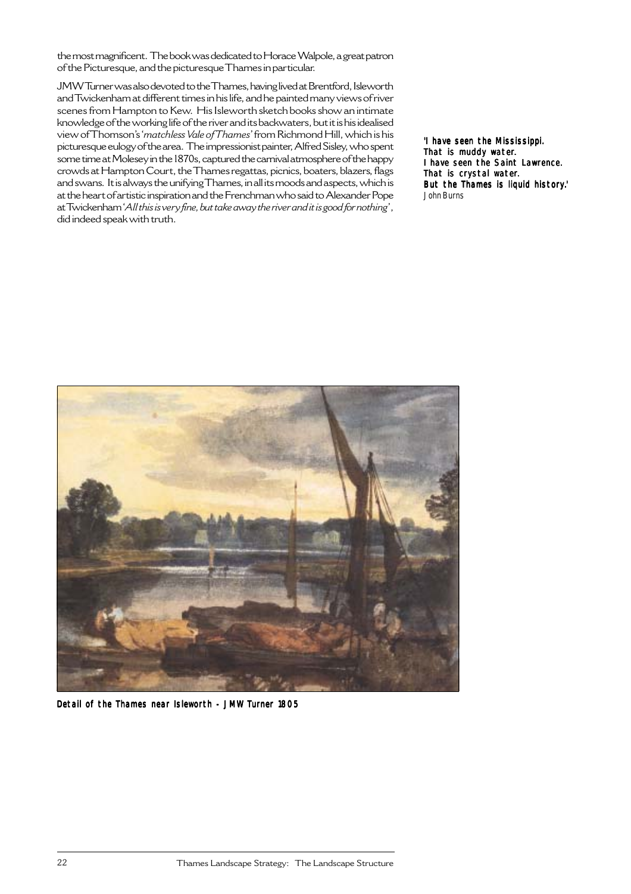the most magnificent. The book was dedicated to Horace Walpole, a great patron of the Picturesque, and the picturesque Thames in particular.

JMW Turner was also devoted to the Thames, having lived at Brentford, Isleworth and Twickenham at different times in his life, and he painted many views of river scenes from Hampton to Kew. His Isleworth sketch books show an intimate knowledge of the working life of the river and its backwaters, but it is his idealised view of Thomson's '*matchless Vale of Thames*' from Richmond Hill, which is his picturesque eulogy of the area. The impressionist painter, Alfred Sisley, who spent some time at Molesey in the 1870s, captured the carnival atmosphere of the happy crowds at Hampton Court, the Thames regattas, picnics, boaters, blazers, flags and swans. It is always the unifying Thames, in all its moods and aspects, which is at the heart of artistic inspiration and the Frenchman who said to Alexander Pope at Twickenham '*All this is very fine, but take away the river and it is good for nothing*', did indeed speak with truth.

**'I have seen the Mississippi.**
**That is muddy water.**
**I have seen the Saint Lawrence.**
**That is crystal water.**
**But the Thames is liquid history.'**
*John Burns*

**Detail of the Thames near Isleworth - JMW Turner 1805**